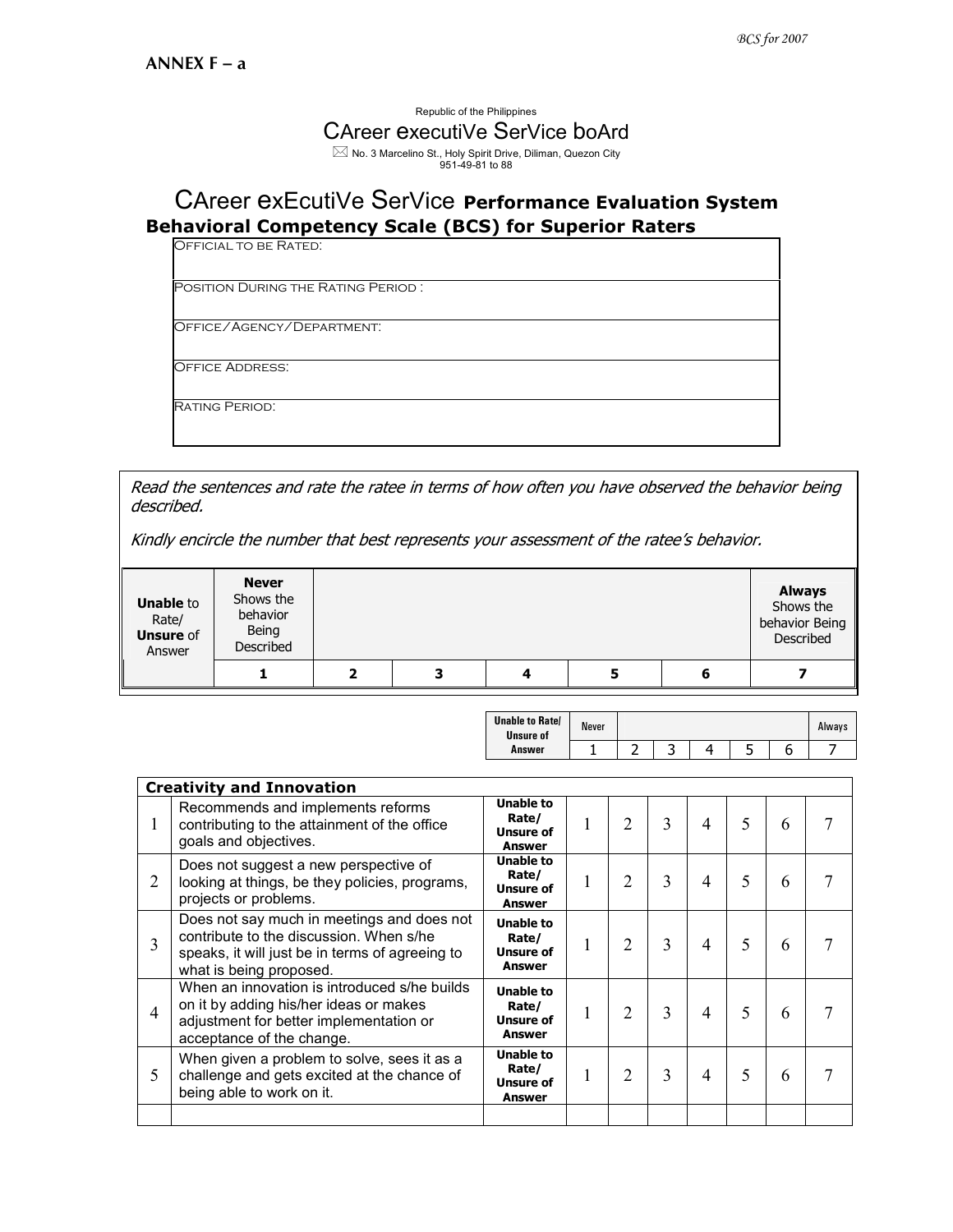**ANNEX F – a**

Republic of the Philippines

CAreer executiVe SerVice boArd

No. 3 Marcelino St., Holy Spirit Drive, Diliman, Quezon City
951-49-81 to 88

# CAreer exEcutiVe SerVice Performance Evaluation System

## Behavioral Competency Scale (BCS) for Superior Raters

| Official to be Rated: |
|---|
| Position During the Rating Period : |
| Office/Agency/Department: |
| Office Address: |
| Rating Period: |

*Read the sentences and rate the ratee in terms of how often you have observed the behavior being described.*

*Kindly encircle the number that best represents your assessment of the ratee's behavior.*

| **Unable** to Rate/ **Unsure** of Answer | **Never** Shows the behavior Being Described | | | | | **Always** Shows the behavior Being Described |
|---|---|---|---|---|---|---|
| | **1** | **2** | **3** | **4** | **5** | **6** | **7** |

| | | Unable to Rate/ Unsure of Answer | Never | | | | | | Always |
|---|---|---|---|---|---|---|---|---|---|
| | | | 1 | 2 | 3 | 4 | 5 | 6 | 7 |
| **Creativity and Innovation** | | | | | | | | | |
| 1 | Recommends and implements reforms contributing to the attainment of the office goals and objectives. | **Unable to Rate/ Unsure of Answer** | 1 | 2 | 3 | 4 | 5 | 6 | 7 |
| 2 | Does not suggest a new perspective of looking at things, be they policies, programs, projects or problems. | **Unable to Rate/ Unsure of Answer** | 1 | 2 | 3 | 4 | 5 | 6 | 7 |
| 3 | Does not say much in meetings and does not contribute to the discussion. When s/he speaks, it will just be in terms of agreeing to what is being proposed. | **Unable to Rate/ Unsure of Answer** | 1 | 2 | 3 | 4 | 5 | 6 | 7 |
| 4 | When an innovation is introduced s/he builds on it by adding his/her ideas or makes adjustment for better implementation or acceptance of the change. | **Unable to Rate/ Unsure of Answer** | 1 | 2 | 3 | 4 | 5 | 6 | 7 |
| 5 | When given a problem to solve, sees it as a challenge and gets excited at the chance of being able to work on it. | **Unable to Rate/ Unsure of Answer** | 1 | 2 | 3 | 4 | 5 | 6 | 7 |
| | | | | | | | | | |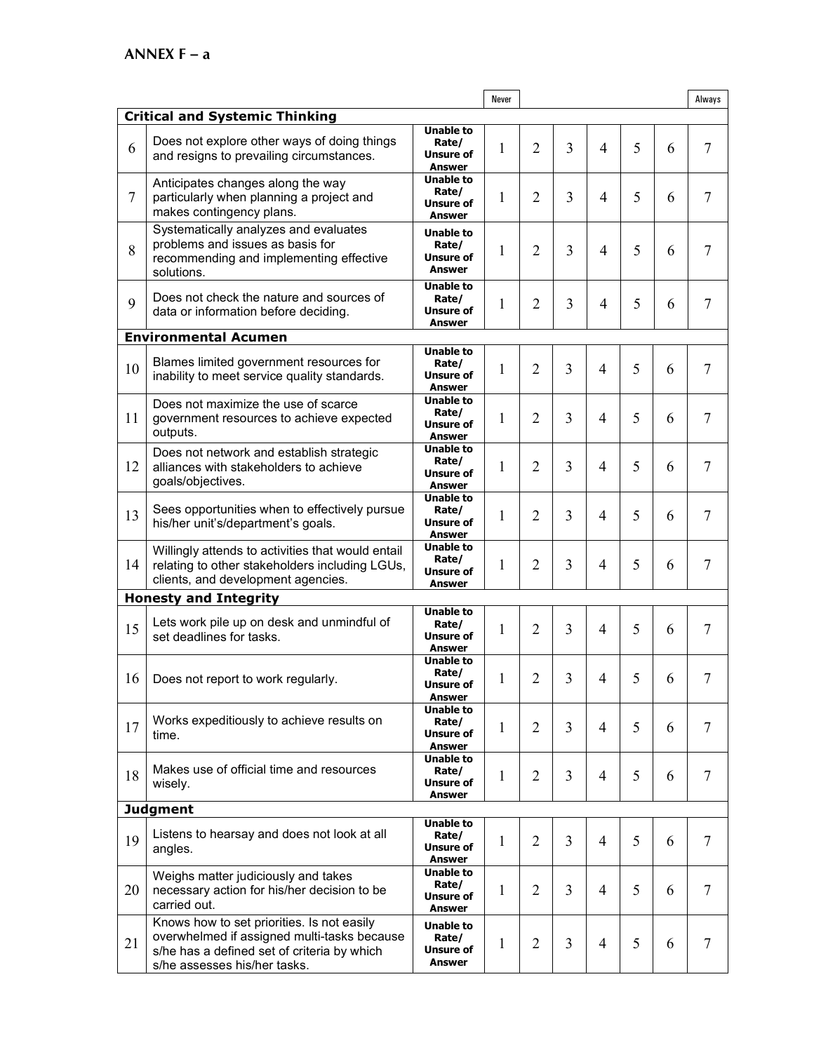## ANNEX F – a

| | | | Never | | | | | | Always |
|---|---|---|---|---|---|---|---|---|---|
| **Critical and Systemic Thinking** | | | | | | | | | |
| 6 | Does not explore other ways of doing things and resigns to prevailing circumstances. | **Unable to Rate/ Unsure of Answer** | 1 | 2 | 3 | 4 | 5 | 6 | 7 |
| 7 | Anticipates changes along the way particularly when planning a project and makes contingency plans. | **Unable to Rate/ Unsure of Answer** | 1 | 2 | 3 | 4 | 5 | 6 | 7 |
| 8 | Systematically analyzes and evaluates problems and issues as basis for recommending and implementing effective solutions. | **Unable to Rate/ Unsure of Answer** | 1 | 2 | 3 | 4 | 5 | 6 | 7 |
| 9 | Does not check the nature and sources of data or information before deciding. | **Unable to Rate/ Unsure of Answer** | 1 | 2 | 3 | 4 | 5 | 6 | 7 |
| **Environmental Acumen** | | | | | | | | | |
| 10 | Blames limited government resources for inability to meet service quality standards. | **Unable to Rate/ Unsure of Answer** | 1 | 2 | 3 | 4 | 5 | 6 | 7 |
| 11 | Does not maximize the use of scarce government resources to achieve expected outputs. | **Unable to Rate/ Unsure of Answer** | 1 | 2 | 3 | 4 | 5 | 6 | 7 |
| 12 | Does not network and establish strategic alliances with stakeholders to achieve goals/objectives. | **Unable to Rate/ Unsure of Answer** | 1 | 2 | 3 | 4 | 5 | 6 | 7 |
| 13 | Sees opportunities when to effectively pursue his/her unit's/department's goals. | **Unable to Rate/ Unsure of Answer** | 1 | 2 | 3 | 4 | 5 | 6 | 7 |
| 14 | Willingly attends to activities that would entail relating to other stakeholders including LGUs, clients, and development agencies. | **Unable to Rate/ Unsure of Answer** | 1 | 2 | 3 | 4 | 5 | 6 | 7 |
| **Honesty and Integrity** | | | | | | | | | |
| 15 | Lets work pile up on desk and unmindful of set deadlines for tasks. | **Unable to Rate/ Unsure of Answer** | 1 | 2 | 3 | 4 | 5 | 6 | 7 |
| 16 | Does not report to work regularly. | **Unable to Rate/ Unsure of Answer** | 1 | 2 | 3 | 4 | 5 | 6 | 7 |
| 17 | Works expeditiously to achieve results on time. | **Unable to Rate/ Unsure of Answer** | 1 | 2 | 3 | 4 | 5 | 6 | 7 |
| 18 | Makes use of official time and resources wisely. | **Unable to Rate/ Unsure of Answer** | 1 | 2 | 3 | 4 | 5 | 6 | 7 |
| **Judgment** | | | | | | | | | |
| 19 | Listens to hearsay and does not look at all angles. | **Unable to Rate/ Unsure of Answer** | 1 | 2 | 3 | 4 | 5 | 6 | 7 |
| 20 | Weighs matter judiciously and takes necessary action for his/her decision to be carried out. | **Unable to Rate/ Unsure of Answer** | 1 | 2 | 3 | 4 | 5 | 6 | 7 |
| 21 | Knows how to set priorities. Is not easily overwhelmed if assigned multi-tasks because s/he has a defined set of criteria by which s/he assesses his/her tasks. | **Unable to Rate/ Unsure of Answer** | 1 | 2 | 3 | 4 | 5 | 6 | 7 |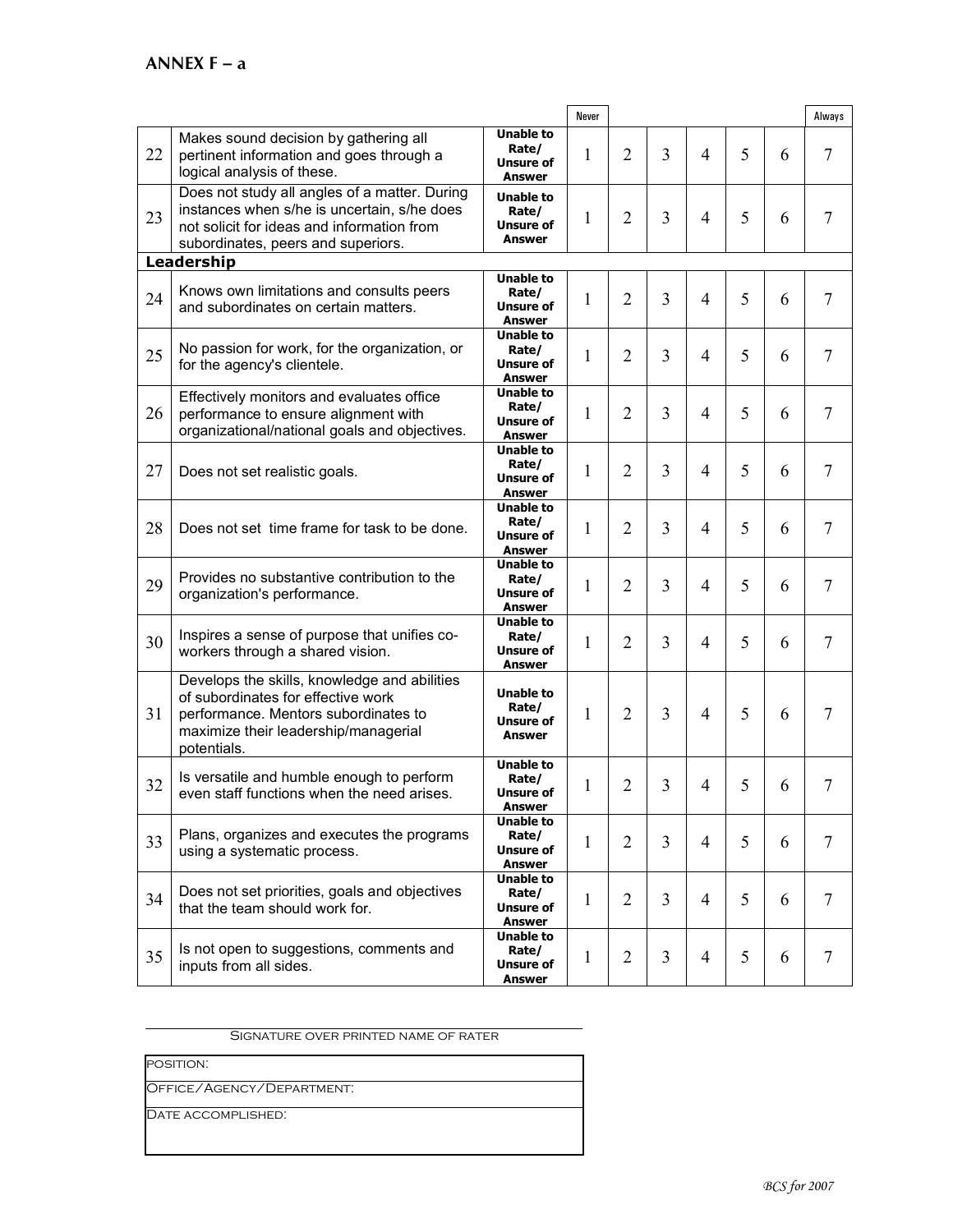## ANNEX F – a

| | | | Never | | | | | | Always |
|---|---|---|---|---|---|---|---|---|---|
| 22 | Makes sound decision by gathering all pertinent information and goes through a logical analysis of these. | **Unable to Rate/ Unsure of Answer** | 1 | 2 | 3 | 4 | 5 | 6 | 7 |
| 23 | Does not study all angles of a matter. During instances when s/he is uncertain, s/he does not solicit for ideas and information from subordinates, peers and superiors. | **Unable to Rate/ Unsure of Answer** | 1 | 2 | 3 | 4 | 5 | 6 | 7 |
| **Leadership** | | | | | | | | | |
| 24 | Knows own limitations and consults peers and subordinates on certain matters. | **Unable to Rate/ Unsure of Answer** | 1 | 2 | 3 | 4 | 5 | 6 | 7 |
| 25 | No passion for work, for the organization, or for the agency's clientele. | **Unable to Rate/ Unsure of Answer** | 1 | 2 | 3 | 4 | 5 | 6 | 7 |
| 26 | Effectively monitors and evaluates office performance to ensure alignment with organizational/national goals and objectives. | **Unable to Rate/ Unsure of Answer** | 1 | 2 | 3 | 4 | 5 | 6 | 7 |
| 27 | Does not set realistic goals. | **Unable to Rate/ Unsure of Answer** | 1 | 2 | 3 | 4 | 5 | 6 | 7 |
| 28 | Does not set time frame for task to be done. | **Unable to Rate/ Unsure of Answer** | 1 | 2 | 3 | 4 | 5 | 6 | 7 |
| 29 | Provides no substantive contribution to the organization's performance. | **Unable to Rate/ Unsure of Answer** | 1 | 2 | 3 | 4 | 5 | 6 | 7 |
| 30 | Inspires a sense of purpose that unifies co-workers through a shared vision. | **Unable to Rate/ Unsure of Answer** | 1 | 2 | 3 | 4 | 5 | 6 | 7 |
| 31 | Develops the skills, knowledge and abilities of subordinates for effective work performance. Mentors subordinates to maximize their leadership/managerial potentials. | **Unable to Rate/ Unsure of Answer** | 1 | 2 | 3 | 4 | 5 | 6 | 7 |
| 32 | Is versatile and humble enough to perform even staff functions when the need arises. | **Unable to Rate/ Unsure of Answer** | 1 | 2 | 3 | 4 | 5 | 6 | 7 |
| 33 | Plans, organizes and executes the programs using a systematic process. | **Unable to Rate/ Unsure of Answer** | 1 | 2 | 3 | 4 | 5 | 6 | 7 |
| 34 | Does not set priorities, goals and objectives that the team should work for. | **Unable to Rate/ Unsure of Answer** | 1 | 2 | 3 | 4 | 5 | 6 | 7 |
| 35 | Is not open to suggestions, comments and inputs from all sides. | **Unable to Rate/ Unsure of Answer** | 1 | 2 | 3 | 4 | 5 | 6 | 7 |

_______________________________________

SIGNATURE OVER PRINTED NAME OF RATER

| |
|---|
| POSITION: |
| OFFICE/AGENCY/DEPARTMENT: |
| DATE ACCOMPLISHED: |

*BCS for 2007*